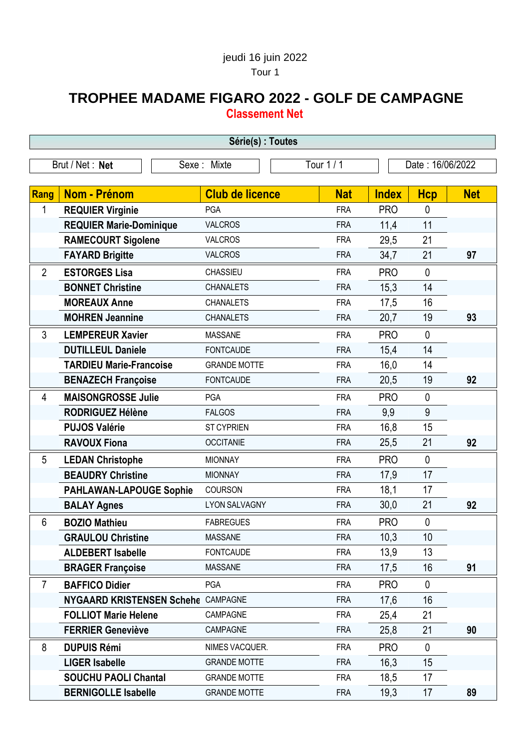jeudi 16 juin 2022

Tour 1

# TROPHEE MADAME FIGARO 2022 - GOLF DE CAMPAGNE

## Classement Net

**Série(s) : Toutes**

| Brut / Net : **Net** | Sexe : Mixte | Tour 1 / 1 | Date : 16/06/2022 |
|---|---|---|---|

| Rang | Nom - Prénom | Club de licence | Nat | Index | Hcp | Net |
|---|---|---|---|---|---|---|
| 1 | **REQUIER Virginie** | PGA | FRA | PRO | 0 | |
| | **REQUIER Marie-Dominique** | VALCROS | FRA | 11,4 | 11 | |
| | **RAMECOURT Sigolene** | VALCROS | FRA | 29,5 | 21 | |
| | **FAYARD Brigitte** | VALCROS | FRA | 34,7 | 21 | **97** |
| 2 | **ESTORGES Lisa** | CHASSIEU | FRA | PRO | 0 | |
| | **BONNET Christine** | CHANALETS | FRA | 15,3 | 14 | |
| | **MOREAUX Anne** | CHANALETS | FRA | 17,5 | 16 | |
| | **MOHREN Jeannine** | CHANALETS | FRA | 20,7 | 19 | **93** |
| 3 | **LEMPEREUR Xavier** | MASSANE | FRA | PRO | 0 | |
| | **DUTILLEUL Daniele** | FONTCAUDE | FRA | 15,4 | 14 | |
| | **TARDIEU Marie-Francoise** | GRANDE MOTTE | FRA | 16,0 | 14 | |
| | **BENAZECH Françoise** | FONTCAUDE | FRA | 20,5 | 19 | **92** |
| 4 | **MAISONGROSSE Julie** | PGA | FRA | PRO | 0 | |
| | **RODRIGUEZ Hélène** | FALGOS | FRA | 9,9 | 9 | |
| | **PUJOS Valérie** | ST CYPRIEN | FRA | 16,8 | 15 | |
| | **RAVOUX Fiona** | OCCITANIE | FRA | 25,5 | 21 | **92** |
| 5 | **LEDAN Christophe** | MIONNAY | FRA | PRO | 0 | |
| | **BEAUDRY Christine** | MIONNAY | FRA | 17,9 | 17 | |
| | **PAHLAWAN-LAPOUGE Sophie** | COURSON | FRA | 18,1 | 17 | |
| | **BALAY Agnes** | LYON SALVAGNY | FRA | 30,0 | 21 | **92** |
| 6 | **BOZIO Mathieu** | FABREGUES | FRA | PRO | 0 | |
| | **GRAULOU Christine** | MASSANE | FRA | 10,3 | 10 | |
| | **ALDEBERT Isabelle** | FONTCAUDE | FRA | 13,9 | 13 | |
| | **BRAGER Françoise** | MASSANE | FRA | 17,5 | 16 | **91** |
| 7 | **BAFFICO Didier** | PGA | FRA | PRO | 0 | |
| | **NYGAARD KRISTENSEN Schehe** | CAMPAGNE | FRA | 17,6 | 16 | |
| | **FOLLIOT Marie Helene** | CAMPAGNE | FRA | 25,4 | 21 | |
| | **FERRIER Geneviève** | CAMPAGNE | FRA | 25,8 | 21 | **90** |
| 8 | **DUPUIS Rémi** | NIMES VACQUER. | FRA | PRO | 0 | |
| | **LIGER Isabelle** | GRANDE MOTTE | FRA | 16,3 | 15 | |
| | **SOUCHU PAOLI Chantal** | GRANDE MOTTE | FRA | 18,5 | 17 | |
| | **BERNIGOLLE Isabelle** | GRANDE MOTTE | FRA | 19,3 | 17 | **89** |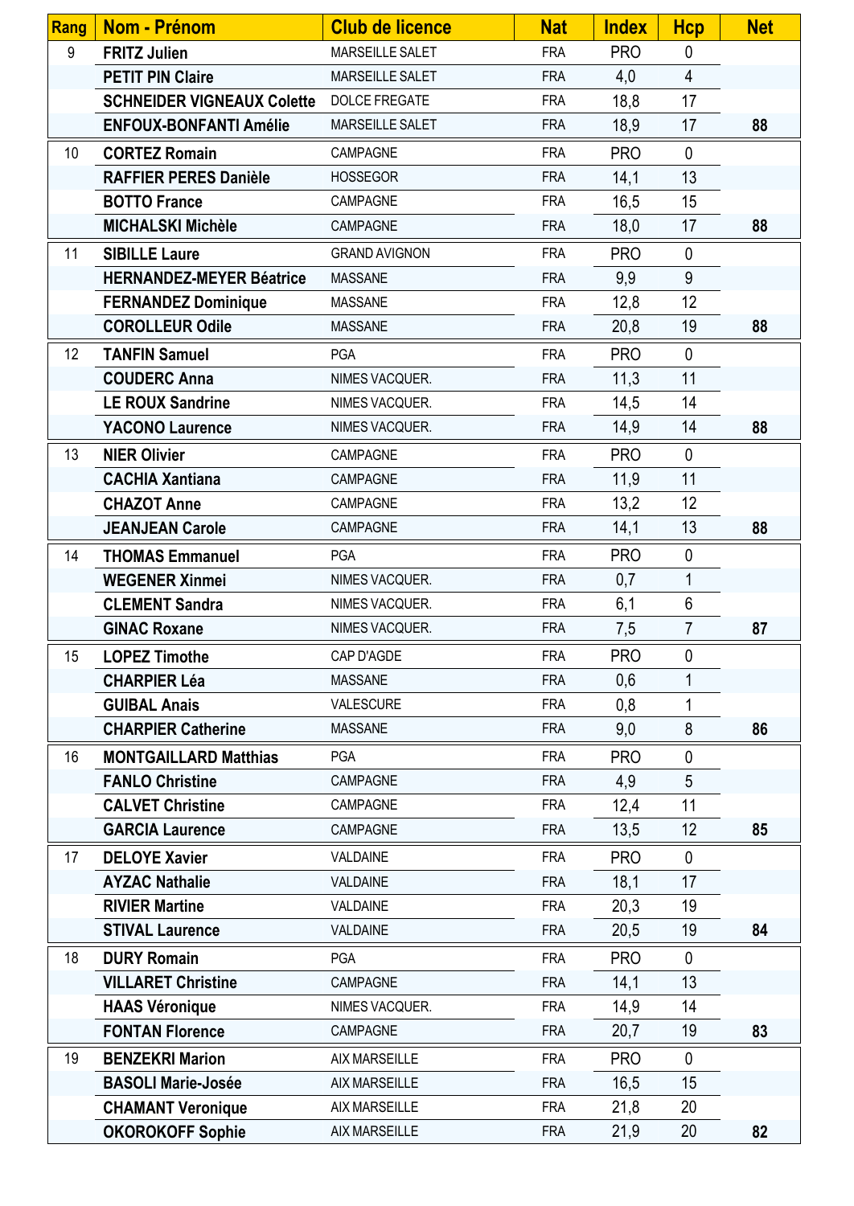| Rang | Nom - Prénom | Club de licence | Nat | Index | Hcp | Net |
|---|---|---|---|---|---|---|
| 9 | **FRITZ Julien** | MARSEILLE SALET | FRA | PRO | 0 | |
| | **PETIT PIN Claire** | MARSEILLE SALET | FRA | 4,0 | 4 | |
| | **SCHNEIDER VIGNEAUX Colette** | DOLCE FREGATE | FRA | 18,8 | 17 | |
| | **ENFOUX-BONFANTI Amélie** | MARSEILLE SALET | FRA | 18,9 | 17 | **88** |
| 10 | **CORTEZ Romain** | CAMPAGNE | FRA | PRO | 0 | |
| | **RAFFIER PERES Danièle** | HOSSEGOR | FRA | 14,1 | 13 | |
| | **BOTTO France** | CAMPAGNE | FRA | 16,5 | 15 | |
| | **MICHALSKI Michèle** | CAMPAGNE | FRA | 18,0 | 17 | **88** |
| 11 | **SIBILLE Laure** | GRAND AVIGNON | FRA | PRO | 0 | |
| | **HERNANDEZ-MEYER Béatrice** | MASSANE | FRA | 9,9 | 9 | |
| | **FERNANDEZ Dominique** | MASSANE | FRA | 12,8 | 12 | |
| | **COROLLEUR Odile** | MASSANE | FRA | 20,8 | 19 | **88** |
| 12 | **TANFIN Samuel** | PGA | FRA | PRO | 0 | |
| | **COUDERC Anna** | NIMES VACQUER. | FRA | 11,3 | 11 | |
| | **LE ROUX Sandrine** | NIMES VACQUER. | FRA | 14,5 | 14 | |
| | **YACONO Laurence** | NIMES VACQUER. | FRA | 14,9 | 14 | **88** |
| 13 | **NIER Olivier** | CAMPAGNE | FRA | PRO | 0 | |
| | **CACHIA Xantiana** | CAMPAGNE | FRA | 11,9 | 11 | |
| | **CHAZOT Anne** | CAMPAGNE | FRA | 13,2 | 12 | |
| | **JEANJEAN Carole** | CAMPAGNE | FRA | 14,1 | 13 | **88** |
| 14 | **THOMAS Emmanuel** | PGA | FRA | PRO | 0 | |
| | **WEGENER Xinmei** | NIMES VACQUER. | FRA | 0,7 | 1 | |
| | **CLEMENT Sandra** | NIMES VACQUER. | FRA | 6,1 | 6 | |
| | **GINAC Roxane** | NIMES VACQUER. | FRA | 7,5 | 7 | **87** |
| 15 | **LOPEZ Timothe** | CAP D'AGDE | FRA | PRO | 0 | |
| | **CHARPIER Léa** | MASSANE | FRA | 0,6 | 1 | |
| | **GUIBAL Anais** | VALESCURE | FRA | 0,8 | 1 | |
| | **CHARPIER Catherine** | MASSANE | FRA | 9,0 | 8 | **86** |
| 16 | **MONTGAILLARD Matthias** | PGA | FRA | PRO | 0 | |
| | **FANLO Christine** | CAMPAGNE | FRA | 4,9 | 5 | |
| | **CALVET Christine** | CAMPAGNE | FRA | 12,4 | 11 | |
| | **GARCIA Laurence** | CAMPAGNE | FRA | 13,5 | 12 | **85** |
| 17 | **DELOYE Xavier** | VALDAINE | FRA | PRO | 0 | |
| | **AYZAC Nathalie** | VALDAINE | FRA | 18,1 | 17 | |
| | **RIVIER Martine** | VALDAINE | FRA | 20,3 | 19 | |
| | **STIVAL Laurence** | VALDAINE | FRA | 20,5 | 19 | **84** |
| 18 | **DURY Romain** | PGA | FRA | PRO | 0 | |
| | **VILLARET Christine** | CAMPAGNE | FRA | 14,1 | 13 | |
| | **HAAS Véronique** | NIMES VACQUER. | FRA | 14,9 | 14 | |
| | **FONTAN Florence** | CAMPAGNE | FRA | 20,7 | 19 | **83** |
| 19 | **BENZEKRI Marion** | AIX MARSEILLE | FRA | PRO | 0 | |
| | **BASOLI Marie-Josée** | AIX MARSEILLE | FRA | 16,5 | 15 | |
| | **CHAMANT Veronique** | AIX MARSEILLE | FRA | 21,8 | 20 | |
| | **OKOROKOFF Sophie** | AIX MARSEILLE | FRA | 21,9 | 20 | **82** |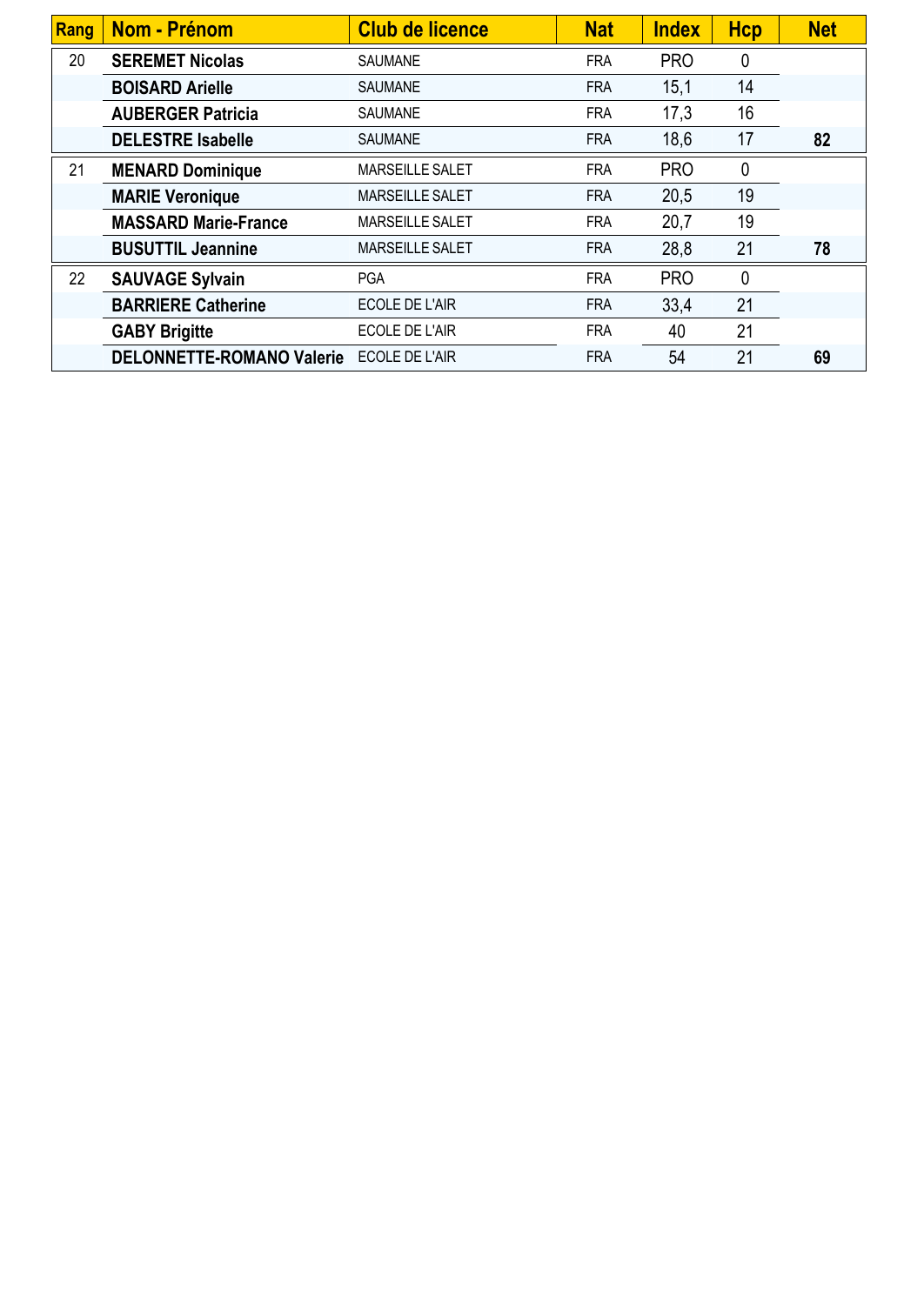| Rang | Nom - Prénom | Club de licence | Nat | Index | Hcp | Net |
|---|---|---|---|---|---|---|
| 20 | **SEREMET Nicolas** | SAUMANE | FRA | PRO | 0 | |
| | **BOISARD Arielle** | SAUMANE | FRA | 15,1 | 14 | |
| | **AUBERGER Patricia** | SAUMANE | FRA | 17,3 | 16 | |
| | **DELESTRE Isabelle** | SAUMANE | FRA | 18,6 | 17 | **82** |
| 21 | **MENARD Dominique** | MARSEILLE SALET | FRA | PRO | 0 | |
| | **MARIE Veronique** | MARSEILLE SALET | FRA | 20,5 | 19 | |
| | **MASSARD Marie-France** | MARSEILLE SALET | FRA | 20,7 | 19 | |
| | **BUSUTTIL Jeannine** | MARSEILLE SALET | FRA | 28,8 | 21 | **78** |
| 22 | **SAUVAGE Sylvain** | PGA | FRA | PRO | 0 | |
| | **BARRIERE Catherine** | ECOLE DE L'AIR | FRA | 33,4 | 21 | |
| | **GABY Brigitte** | ECOLE DE L'AIR | FRA | 40 | 21 | |
| | **DELONNETTE-ROMANO Valerie** | ECOLE DE L'AIR | FRA | 54 | 21 | **69** |